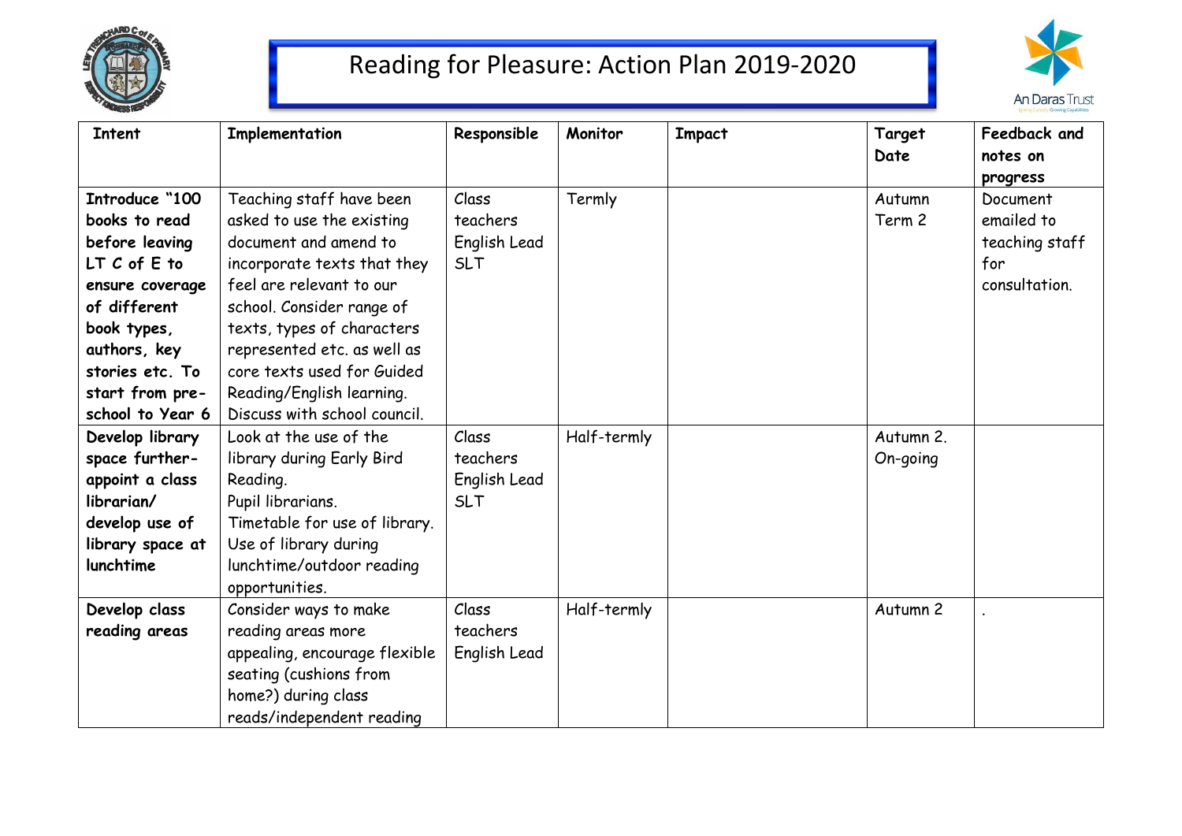# Reading for Pleasure: Action Plan 2019-2020

| Intent | Implementation | Responsible | Monitor | Impact | Target Date | Feedback and notes on progress |
|---|---|---|---|---|---|---|
| **Introduce "100 books to read before leaving LT C of E to ensure coverage of different book types, authors, key stories etc. To start from pre-school to Year 6** | Teaching staff have been asked to use the existing document and amend to incorporate texts that they feel are relevant to our school. Consider range of texts, types of characters represented etc. as well as core texts used for Guided Reading/English learning. Discuss with school council. | Class teachers English Lead SLT | Termly | | Autumn Term 2 | Document emailed to teaching staff for consultation. |
| **Develop library space further- appoint a class librarian/ develop use of library space at lunchtime** | Look at the use of the library during Early Bird Reading. Pupil librarians. Timetable for use of library. Use of library during lunchtime/outdoor reading opportunities. | Class teachers English Lead SLT | Half-termly | | Autumn 2. On-going | |
| **Develop class reading areas** | Consider ways to make reading areas more appealing, encourage flexible seating (cushions from home?) during class reads/independent reading | Class teachers English Lead | Half-termly | | Autumn 2 | . |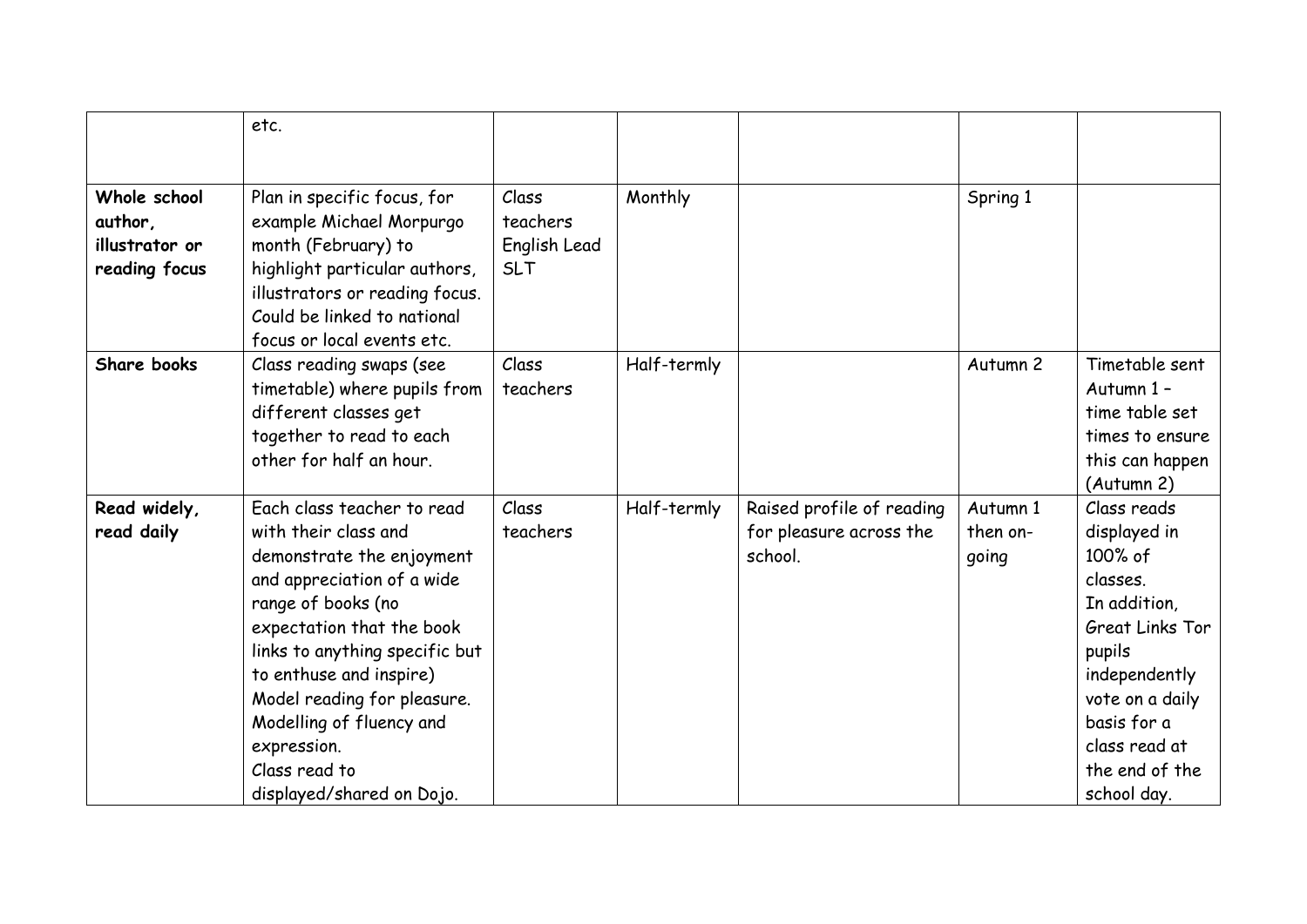| | | | | | | |
|---|---|---|---|---|---|---|
| | etc. | | | | | |
| **Whole school author, illustrator or reading focus** | Plan in specific focus, for example Michael Morpurgo month (February) to highlight particular authors, illustrators or reading focus. Could be linked to national focus or local events etc. | Class teachers English Lead SLT | Monthly | | Spring 1 | |
| **Share books** | Class reading swaps (see timetable) where pupils from different classes get together to read to each other for half an hour. | Class teachers | Half-termly | | Autumn 2 | Timetable sent Autumn 1 – time table set times to ensure this can happen (Autumn 2) |
| **Read widely, read daily** | Each class teacher to read with their class and demonstrate the enjoyment and appreciation of a wide range of books (no expectation that the book links to anything specific but to enthuse and inspire) Model reading for pleasure. Modelling of fluency and expression. Class read to displayed/shared on Dojo. | Class teachers | Half-termly | Raised profile of reading for pleasure across the school. | Autumn 1 then on-going | Class reads displayed in 100% of classes. In addition, Great Links Tor pupils independently vote on a daily basis for a class read at the end of the school day. |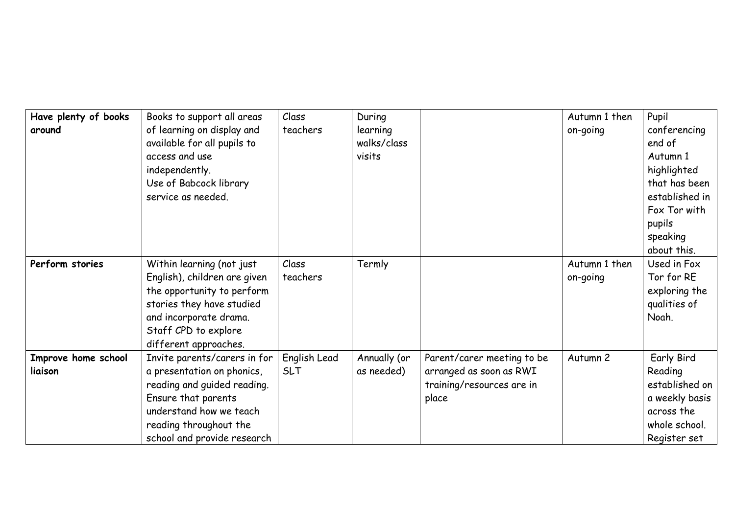| | | | | | | |
|---|---|---|---|---|---|---|
| **Have plenty of books around** | Books to support all areas of learning on display and available for all pupils to access and use independently. Use of Babcock library service as needed. | Class teachers | During learning walks/class visits | | Autumn 1 then on-going | Pupil conferencing end of Autumn 1 highlighted that has been established in Fox Tor with pupils speaking about this. |
| **Perform stories** | Within learning (not just English), children are given the opportunity to perform stories they have studied and incorporate drama. Staff CPD to explore different approaches. | Class teachers | Termly | | Autumn 1 then on-going | Used in Fox Tor for RE exploring the qualities of Noah. |
| **Improve home school liaison** | Invite parents/carers in for a presentation on phonics, reading and guided reading. Ensure that parents understand how we teach reading throughout the school and provide research | English Lead SLT | Annually (or as needed) | Parent/carer meeting to be arranged as soon as RWI training/resources are in place | Autumn 2 | Early Bird Reading established on a weekly basis across the whole school. Register set |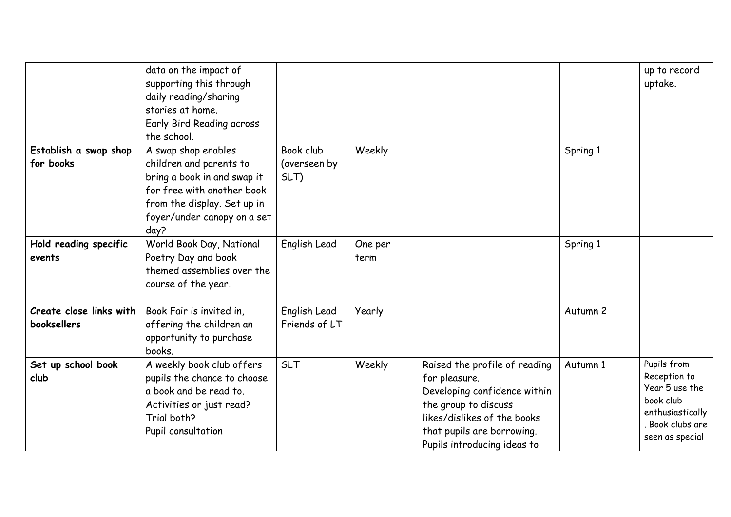| | | | | | | |
|---|---|---|---|---|---|---|
| | data on the impact of supporting this through daily reading/sharing stories at home.<br>Early Bird Reading across the school. | | | | | up to record uptake. |
| **Establish a swap shop for books** | A swap shop enables children and parents to bring a book in and swap it for free with another book from the display. Set up in foyer/under canopy on a set day? | Book club (overseen by SLT) | Weekly | | Spring 1 | |
| **Hold reading specific events** | World Book Day, National Poetry Day and book themed assemblies over the course of the year. | English Lead | One per term | | Spring 1 | |
| **Create close links with booksellers** | Book Fair is invited in, offering the children an opportunity to purchase books. | English Lead<br>Friends of LT | Yearly | | Autumn 2 | |
| **Set up school book club** | A weekly book club offers pupils the chance to choose a book and be read to.<br>Activities or just read? Trial both?<br>Pupil consultation | SLT | Weekly | Raised the profile of reading for pleasure.<br>Developing confidence within the group to discuss likes/dislikes of the books that pupils are borrowing.<br>Pupils introducing ideas to | Autumn 1 | Pupils from Reception to Year 5 use the book club enthusiastically. Book clubs are seen as special |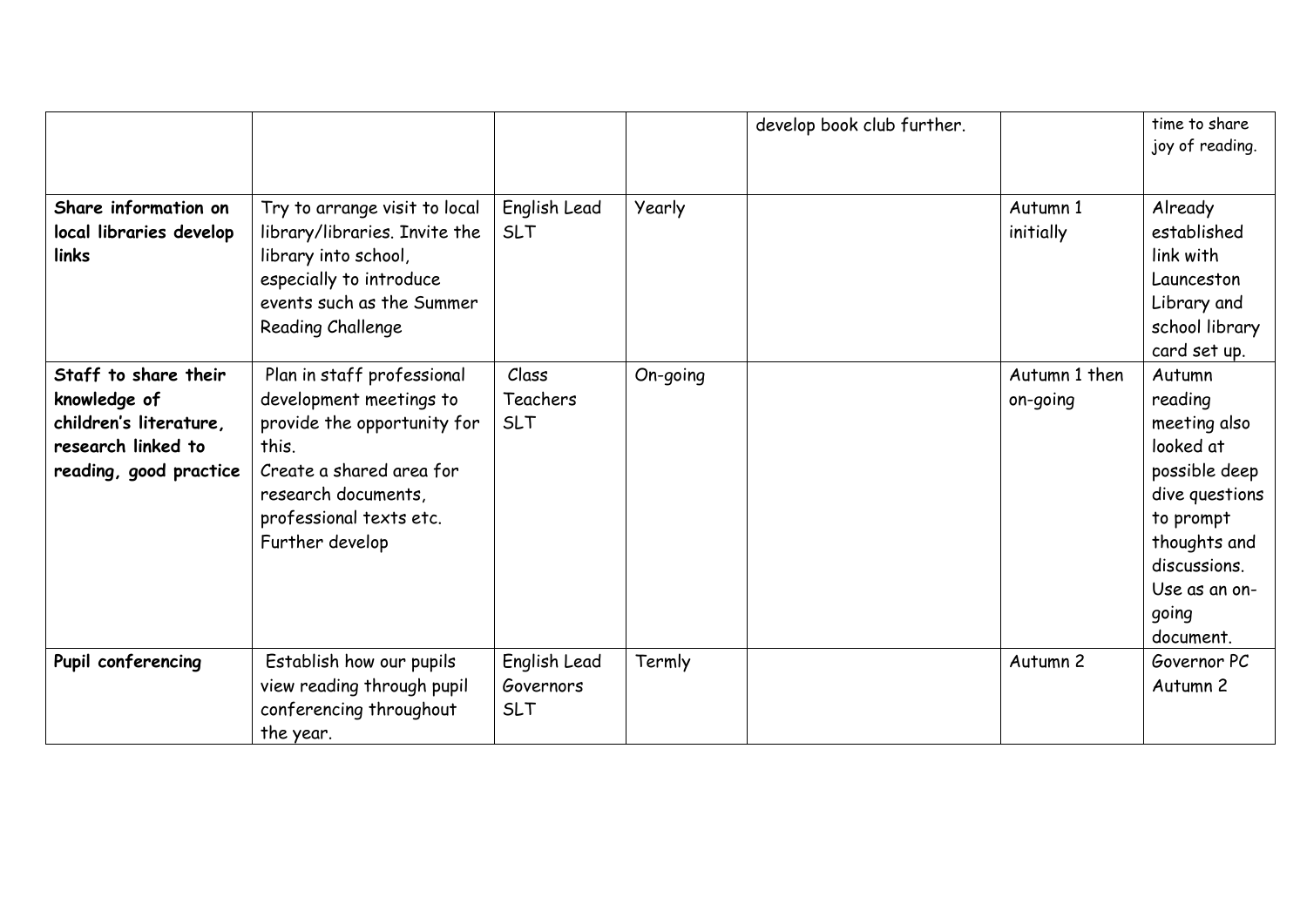| | | | | | | |
|---|---|---|---|---|---|---|
| | | | | develop book club further. | | time to share joy of reading. |
| **Share information on local libraries develop links** | Try to arrange visit to local library/libraries. Invite the library into school, especially to introduce events such as the Summer Reading Challenge | English Lead SLT | Yearly | | Autumn 1 initially | Already established link with Launceston Library and school library card set up. |
| **Staff to share their knowledge of children's literature, research linked to reading, good practice** | Plan in staff professional development meetings to provide the opportunity for this. Create a shared area for research documents, professional texts etc. Further develop | Class Teachers SLT | On-going | | Autumn 1 then on-going | Autumn reading meeting also looked at possible deep dive questions to prompt thoughts and discussions. Use as an on-going document. |
| **Pupil conferencing** | Establish how our pupils view reading through pupil conferencing throughout the year. | English Lead Governors SLT | Termly | | Autumn 2 | Governor PC Autumn 2 |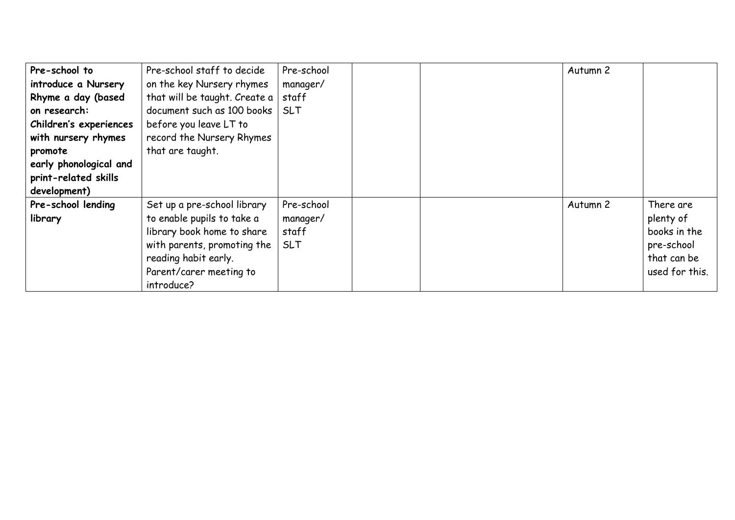| | | | | | | |
|---|---|---|---|---|---|---|
| **Pre-school to introduce a Nursery Rhyme a day (based on research: Children's experiences with nursery rhymes promote early phonological and print-related skills development)** | Pre-school staff to decide on the key Nursery rhymes that will be taught. Create a document such as 100 books before you leave LT to record the Nursery Rhymes that are taught. | Pre-school manager/ staff SLT | | | Autumn 2 | |
| **Pre-school lending library** | Set up a pre-school library to enable pupils to take a library book home to share with parents, promoting the reading habit early. Parent/carer meeting to introduce? | Pre-school manager/ staff SLT | | | Autumn 2 | There are plenty of books in the pre-school that can be used for this. |